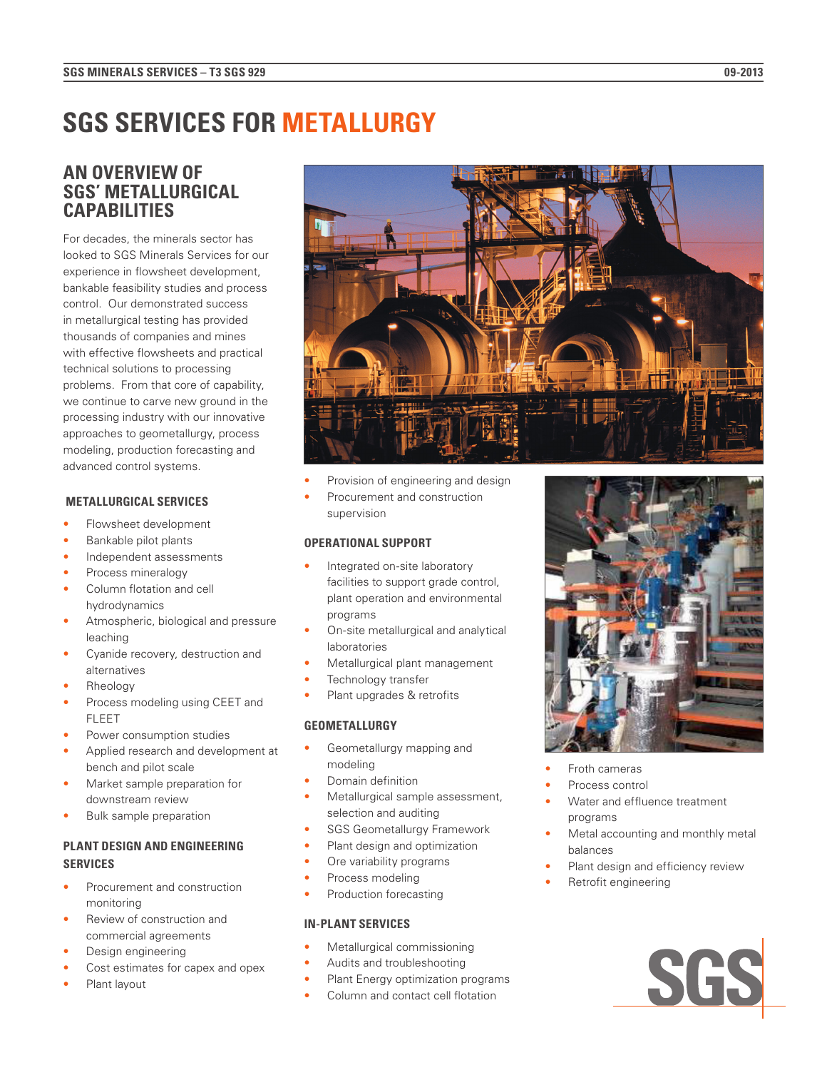# SGS SERVICES FOR METALLURGY

## AN OVERVIEW OF SGS' METALLURGICAL CAPABILITIES

For decades, the minerals sector has looked to SGS Minerals Services for our experience in flowsheet development, bankable feasibility studies and process control. Our demonstrated success in metallurgical testing has provided thousands of companies and mines with effective flowsheets and practical technical solutions to processing problems. From that core of capability, we continue to carve new ground in the processing industry with our innovative approaches to geometallurgy, process modeling, production forecasting and advanced control systems.

### METALLURGICAL SERVICES

- Flowsheet development
- Bankable pilot plants
- Independent assessments
- Process mineralogy
- Column flotation and cell hydrodynamics
- Atmospheric, biological and pressure leaching
- Cyanide recovery, destruction and alternatives
- Rheology
- Process modeling using CEET and FLEET
- Power consumption studies
- Applied research and development at bench and pilot scale
- Market sample preparation for downstream review
- Bulk sample preparation

### PLANT DESIGN AND ENGINEERING SERVICES

- Procurement and construction monitoring
- Review of construction and commercial agreements
- Design engineering
- Cost estimates for capex and opex
- Plant layout
- Provision of engineering and design
- Procurement and construction supervision

### OPERATIONAL SUPPORT

- Integrated on-site laboratory facilities to support grade control, plant operation and environmental programs
- On-site metallurgical and analytical laboratories
- Metallurgical plant management
- Technology transfer
- Plant upgrades & retrofits

### GEOMETALLURGY

- Geometallurgy mapping and modeling
- Domain definition
- Metallurgical sample assessment, selection and auditing
- SGS Geometallurgy Framework
- Plant design and optimization
- Ore variability programs
- Process modeling
- Production forecasting

### IN-PLANT SERVICES

- Metallurgical commissioning
- Audits and troubleshooting
- Plant Energy optimization programs
- Column and contact cell flotation
- Froth cameras
- Process control
- Water and effluence treatment programs
- Metal accounting and monthly metal balances
- Plant design and efficiency review
- Retrofit engineering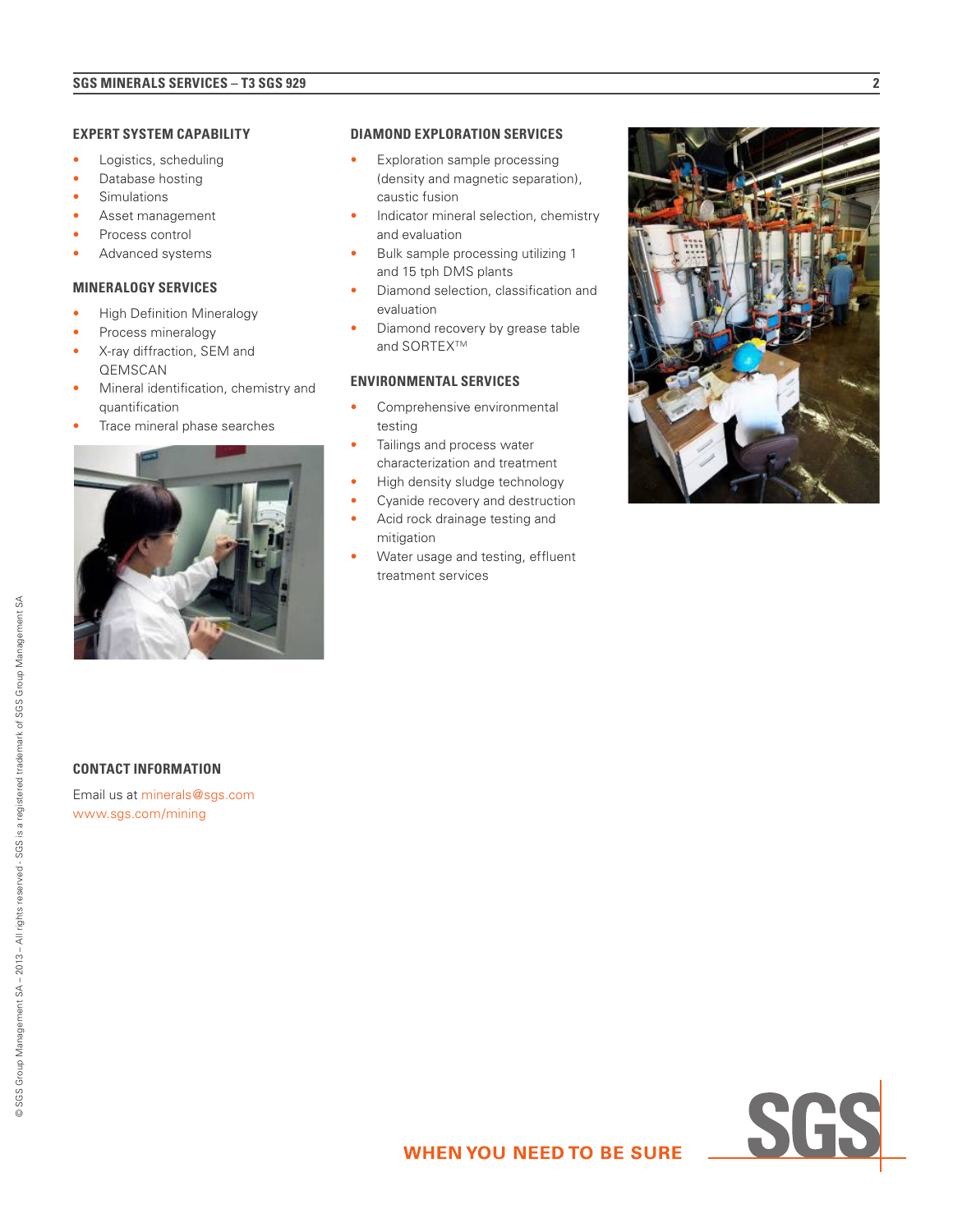## EXPERT SYSTEM CAPABILITY

- Logistics, scheduling
- Database hosting
- Simulations
- Asset management
- Process control
- Advanced systems

## MINERALOGY SERVICES

- High Definition Mineralogy
- Process mineralogy
- X-ray diffraction, SEM and QEMSCAN
- Mineral identification, chemistry and quantification
- Trace mineral phase searches

## DIAMOND EXPLORATION SERVICES

- Exploration sample processing (density and magnetic separation), caustic fusion
- Indicator mineral selection, chemistry and evaluation
- Bulk sample processing utilizing 1 and 15 tph DMS plants
- Diamond selection, classification and evaluation
- Diamond recovery by grease table and SORTEX™

## ENVIRONMENTAL SERVICES

- Comprehensive environmental testing
- Tailings and process water characterization and treatment
- High density sludge technology
- Cyanide recovery and destruction
- Acid rock drainage testing and mitigation
- Water usage and testing, effluent treatment services

## CONTACT INFORMATION

Email us at minerals@sgs.com
www.sgs.com/mining

WHEN YOU NEED TO BE SURE

SGS

© SGS Group Management SA – 2013 – All rights reserved - SGS is a registered trademark of SGS Group Management SA